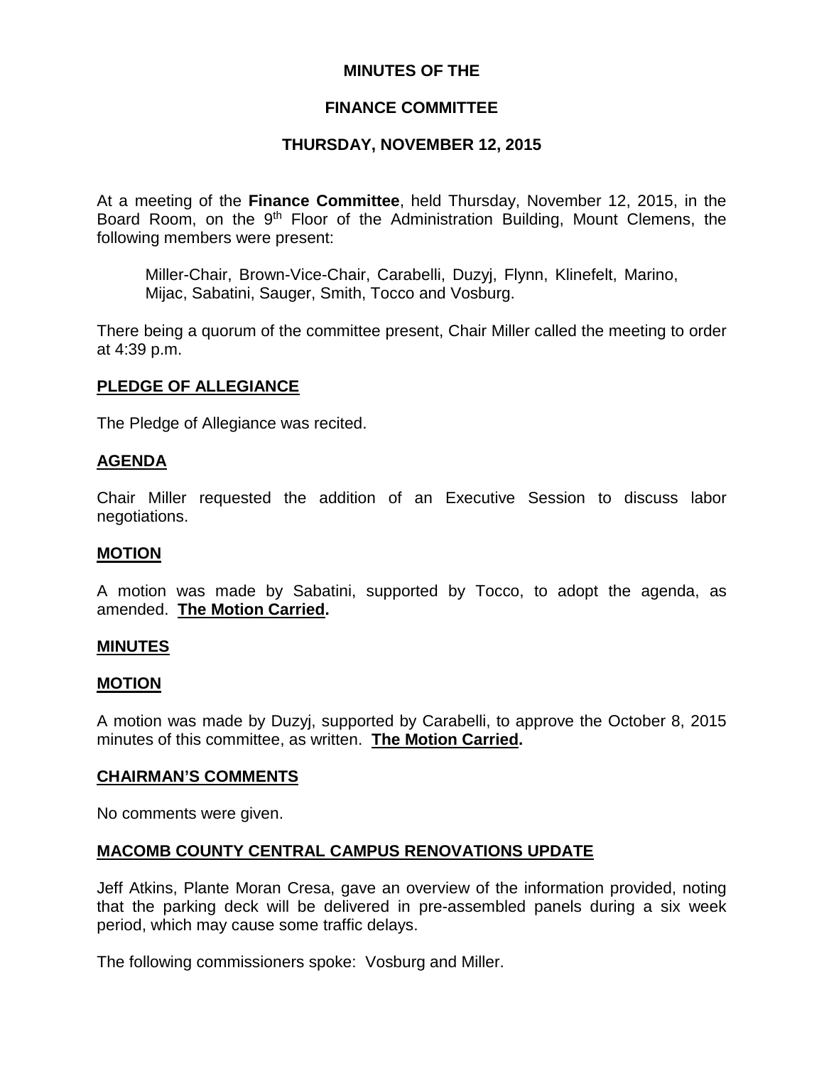# MINUTES OF THE

# FINANCE COMMITTEE

# THURSDAY, NOVEMBER 12, 2015

At a meeting of the **Finance Committee**, held Thursday, November 12, 2015, in the Board Room, on the 9th Floor of the Administration Building, Mount Clemens, the following members were present:

> Miller-Chair, Brown-Vice-Chair, Carabelli, Duzyj, Flynn, Klinefelt, Marino, Mijac, Sabatini, Sauger, Smith, Tocco and Vosburg.

There being a quorum of the committee present, Chair Miller called the meeting to order at 4:39 p.m.

## PLEDGE OF ALLEGIANCE

The Pledge of Allegiance was recited.

## AGENDA

Chair Miller requested the addition of an Executive Session to discuss labor negotiations.

## MOTION

A motion was made by Sabatini, supported by Tocco, to adopt the agenda, as amended. **The Motion Carried.**

## MINUTES

## MOTION

A motion was made by Duzyj, supported by Carabelli, to approve the October 8, 2015 minutes of this committee, as written. **The Motion Carried.**

## CHAIRMAN'S COMMENTS

No comments were given.

## MACOMB COUNTY CENTRAL CAMPUS RENOVATIONS UPDATE

Jeff Atkins, Plante Moran Cresa, gave an overview of the information provided, noting that the parking deck will be delivered in pre-assembled panels during a six week period, which may cause some traffic delays.

The following commissioners spoke: Vosburg and Miller.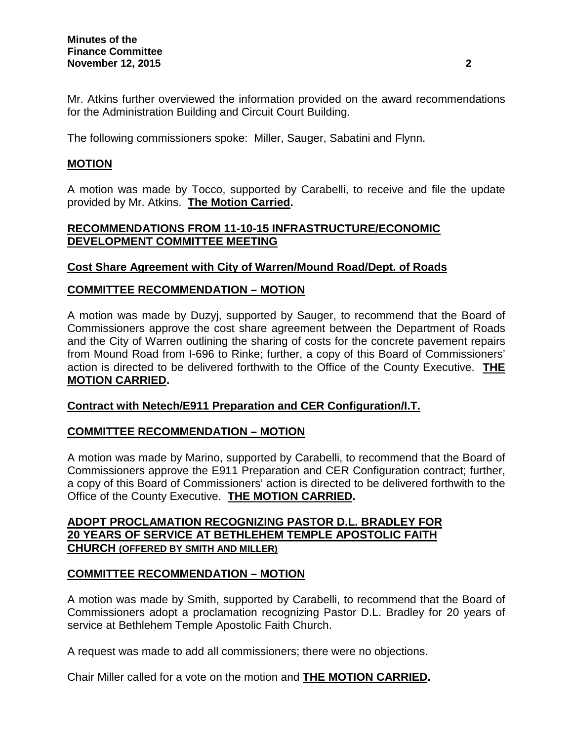Mr. Atkins further overviewed the information provided on the award recommendations for the Administration Building and Circuit Court Building.

The following commissioners spoke: Miller, Sauger, Sabatini and Flynn.

**MOTION**

A motion was made by Tocco, supported by Carabelli, to receive and file the update provided by Mr. Atkins. **The Motion Carried.**

**RECOMMENDATIONS FROM 11-10-15 INFRASTRUCTURE/ECONOMIC DEVELOPMENT COMMITTEE MEETING**

**Cost Share Agreement with City of Warren/Mound Road/Dept. of Roads**

**COMMITTEE RECOMMENDATION – MOTION**

A motion was made by Duzyj, supported by Sauger, to recommend that the Board of Commissioners approve the cost share agreement between the Department of Roads and the City of Warren outlining the sharing of costs for the concrete pavement repairs from Mound Road from I-696 to Rinke; further, a copy of this Board of Commissioners' action is directed to be delivered forthwith to the Office of the County Executive. **THE MOTION CARRIED.**

**Contract with Netech/E911 Preparation and CER Configuration/I.T.**

**COMMITTEE RECOMMENDATION – MOTION**

A motion was made by Marino, supported by Carabelli, to recommend that the Board of Commissioners approve the E911 Preparation and CER Configuration contract; further, a copy of this Board of Commissioners' action is directed to be delivered forthwith to the Office of the County Executive. **THE MOTION CARRIED.**

**ADOPT PROCLAMATION RECOGNIZING PASTOR D.L. BRADLEY FOR 20 YEARS OF SERVICE AT BETHLEHEM TEMPLE APOSTOLIC FAITH CHURCH (OFFERED BY SMITH AND MILLER)**

**COMMITTEE RECOMMENDATION – MOTION**

A motion was made by Smith, supported by Carabelli, to recommend that the Board of Commissioners adopt a proclamation recognizing Pastor D.L. Bradley for 20 years of service at Bethlehem Temple Apostolic Faith Church.

A request was made to add all commissioners; there were no objections.

Chair Miller called for a vote on the motion and **THE MOTION CARRIED.**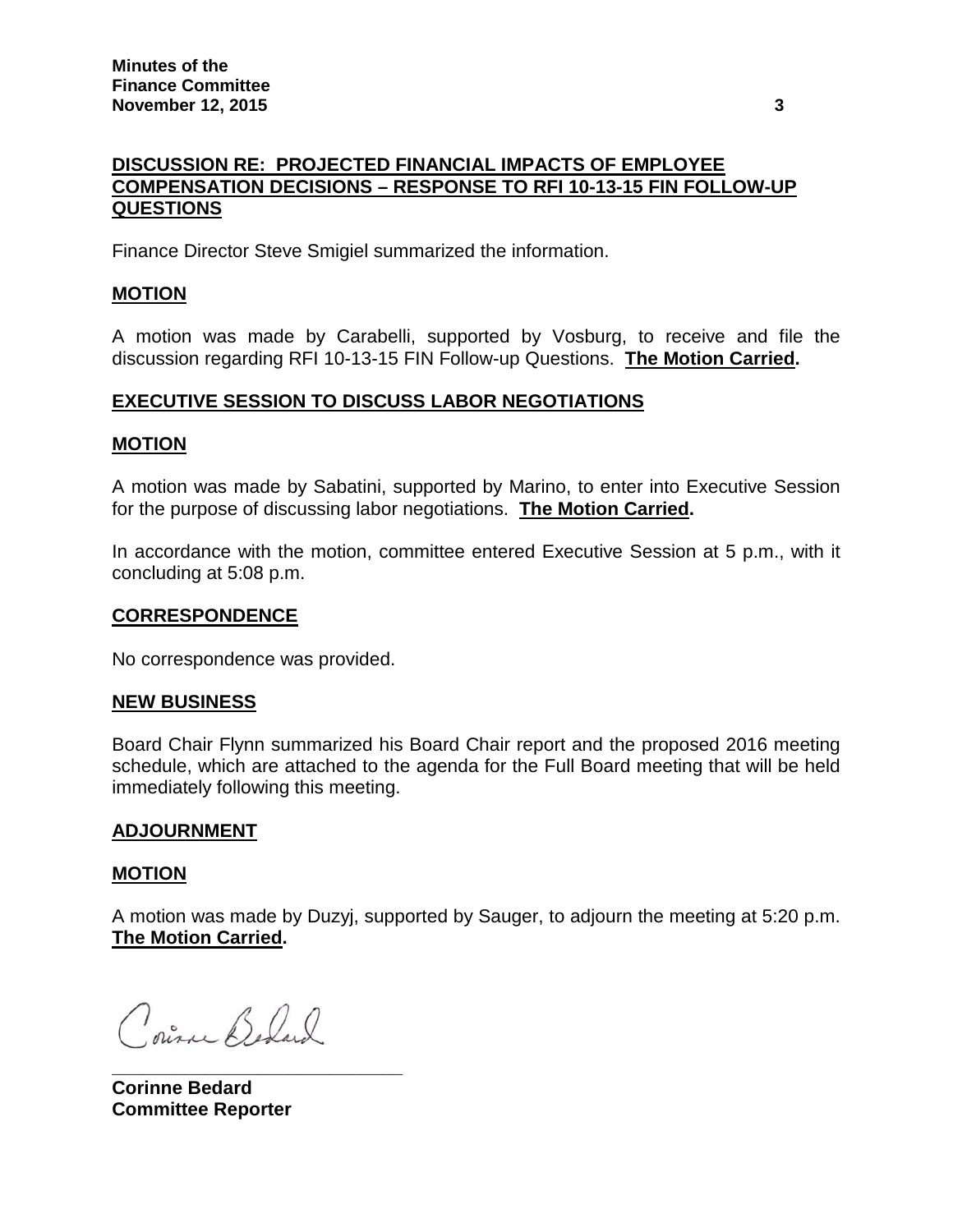**DISCUSSION RE: PROJECTED FINANCIAL IMPACTS OF EMPLOYEE COMPENSATION DECISIONS – RESPONSE TO RFI 10-13-15 FIN FOLLOW-UP QUESTIONS**

Finance Director Steve Smigiel summarized the information.

**MOTION**

A motion was made by Carabelli, supported by Vosburg, to receive and file the discussion regarding RFI 10-13-15 FIN Follow-up Questions. **The Motion Carried.**

**EXECUTIVE SESSION TO DISCUSS LABOR NEGOTIATIONS**

**MOTION**

A motion was made by Sabatini, supported by Marino, to enter into Executive Session for the purpose of discussing labor negotiations. **The Motion Carried.**

In accordance with the motion, committee entered Executive Session at 5 p.m., with it concluding at 5:08 p.m.

**CORRESPONDENCE**

No correspondence was provided.

**NEW BUSINESS**

Board Chair Flynn summarized his Board Chair report and the proposed 2016 meeting schedule, which are attached to the agenda for the Full Board meeting that will be held immediately following this meeting.

**ADJOURNMENT**

**MOTION**

A motion was made by Duzyj, supported by Sauger, to adjourn the meeting at 5:20 p.m. **The Motion Carried.**

\_\_\_\_\_\_\_\_\_\_\_\_\_\_\_\_\_\_\_\_\_\_\_\_\_\_\_\_\_\_

**Corinne Bedard**
**Committee Reporter**